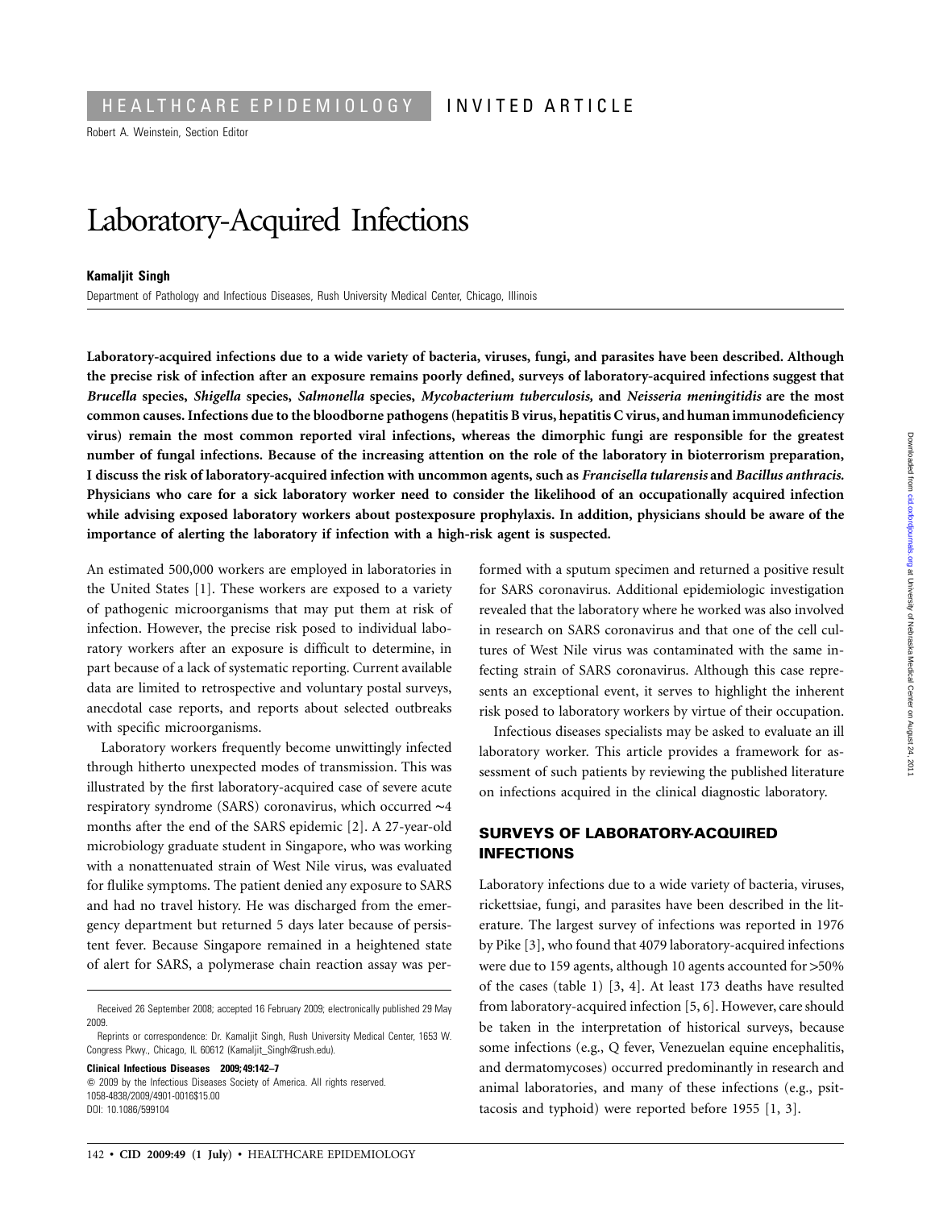HEALTHCARE EPIDEMIOLOGY INVITED ARTICLE

Robert A. Weinstein, Section Editor

# Laboratory-Acquired Infections

**Kamaljit Singh**

Department of Pathology and Infectious Diseases, Rush University Medical Center, Chicago, Illinois

**Laboratory-acquired infections due to a wide variety of bacteria, viruses, fungi, and parasites have been described. Although the precise risk of infection after an exposure remains poorly defined, surveys of laboratory-acquired infections suggest that *Brucella* species, *Shigella* species, *Salmonella* species, *Mycobacterium tuberculosis,* and *Neisseria meningitidis* are the most common causes. Infections due to the bloodborne pathogens (hepatitis B virus, hepatitis C virus, and human immunodeficiency virus) remain the most common reported viral infections, whereas the dimorphic fungi are responsible for the greatest number of fungal infections. Because of the increasing attention on the role of the laboratory in bioterrorism preparation, I discuss the risk of laboratory-acquired infection with uncommon agents, such as *Francisella tularensis* and *Bacillus anthracis.* Physicians who care for a sick laboratory worker need to consider the likelihood of an occupationally acquired infection while advising exposed laboratory workers about postexposure prophylaxis. In addition, physicians should be aware of the importance of alerting the laboratory if infection with a high-risk agent is suspected.**

An estimated 500,000 workers are employed in laboratories in the United States [1]. These workers are exposed to a variety of pathogenic microorganisms that may put them at risk of infection. However, the precise risk posed to individual laboratory workers after an exposure is difficult to determine, in part because of a lack of systematic reporting. Current available data are limited to retrospective and voluntary postal surveys, anecdotal case reports, and reports about selected outbreaks with specific microorganisms.

Laboratory workers frequently become unwittingly infected through hitherto unexpected modes of transmission. This was illustrated by the first laboratory-acquired case of severe acute respiratory syndrome (SARS) coronavirus, which occurred ~4 months after the end of the SARS epidemic [2]. A 27-year-old microbiology graduate student in Singapore, who was working with a nonattenuated strain of West Nile virus, was evaluated for flulike symptoms. The patient denied any exposure to SARS and had no travel history. He was discharged from the emergency department but returned 5 days later because of persistent fever. Because Singapore remained in a heightened state of alert for SARS, a polymerase chain reaction assay was performed with a sputum specimen and returned a positive result for SARS coronavirus. Additional epidemiologic investigation revealed that the laboratory where he worked was also involved in research on SARS coronavirus and that one of the cell cultures of West Nile virus was contaminated with the same infecting strain of SARS coronavirus. Although this case represents an exceptional event, it serves to highlight the inherent risk posed to laboratory workers by virtue of their occupation.

Infectious diseases specialists may be asked to evaluate an ill laboratory worker. This article provides a framework for assessment of such patients by reviewing the published literature on infections acquired in the clinical diagnostic laboratory.

## SURVEYS OF LABORATORY-ACQUIRED INFECTIONS

Laboratory infections due to a wide variety of bacteria, viruses, rickettsiae, fungi, and parasites have been described in the literature. The largest survey of infections was reported in 1976 by Pike [3], who found that 4079 laboratory-acquired infections were due to 159 agents, although 10 agents accounted for >50% of the cases (table 1) [3, 4]. At least 173 deaths have resulted from laboratory-acquired infection [5, 6]. However, care should be taken in the interpretation of historical surveys, because some infections (e.g., Q fever, Venezuelan equine encephalitis, and dermatomycoses) occurred predominantly in research and animal laboratories, and many of these infections (e.g., psittacosis and typhoid) were reported before 1955 [1, 3].

Received 26 September 2008; accepted 16 February 2009; electronically published 29 May 2009.

Reprints or correspondence: Dr. Kamaljit Singh, Rush University Medical Center, 1653 W. Congress Pkwy., Chicago, IL 60612 (Kamaljit_Singh@rush.edu).

**Clinical Infectious Diseases 2009; 49:142–7**

© 2009 by the Infectious Diseases Society of America. All rights reserved.
1058-4838/2009/4901-0016$15.00
DOI: 10.1086/599104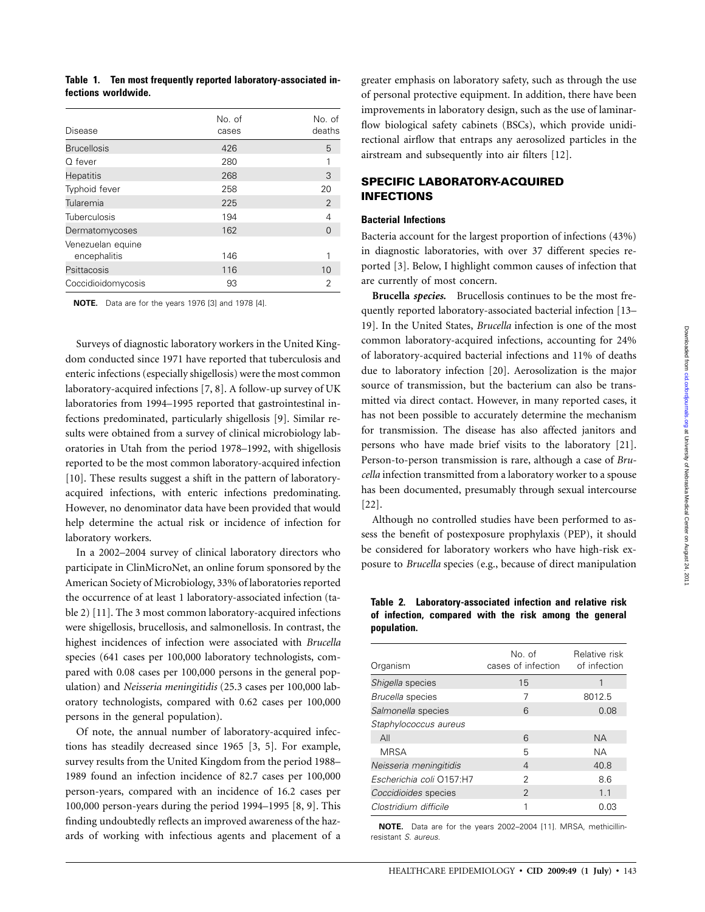**Table 1. Ten most frequently reported laboratory-associated infections worldwide.**

| Disease | No. of cases | No. of deaths |
|---|---|---|
| Brucellosis | 426 | 5 |
| Q fever | 280 | 1 |
| Hepatitis | 268 | 3 |
| Typhoid fever | 258 | 20 |
| Tularemia | 225 | 2 |
| Tuberculosis | 194 | 4 |
| Dermatomycoses | 162 | 0 |
| Venezuelan equine encephalitis | 146 | 1 |
| Psittacosis | 116 | 10 |
| Coccidioidomycosis | 93 | 2 |

**NOTE.** Data are for the years 1976 [3] and 1978 [4].

Surveys of diagnostic laboratory workers in the United Kingdom conducted since 1971 have reported that tuberculosis and enteric infections (especially shigellosis) were the most common laboratory-acquired infections [7, 8]. A follow-up survey of UK laboratories from 1994–1995 reported that gastrointestinal infections predominated, particularly shigellosis [9]. Similar results were obtained from a survey of clinical microbiology laboratories in Utah from the period 1978–1992, with shigellosis reported to be the most common laboratory-acquired infection [10]. These results suggest a shift in the pattern of laboratory-acquired infections, with enteric infections predominating. However, no denominator data have been provided that would help determine the actual risk or incidence of infection for laboratory workers.

In a 2002–2004 survey of clinical laboratory directors who participate in ClinMicroNet, an online forum sponsored by the American Society of Microbiology, 33% of laboratories reported the occurrence of at least 1 laboratory-associated infection (table 2) [11]. The 3 most common laboratory-acquired infections were shigellosis, brucellosis, and salmonellosis. In contrast, the highest incidences of infection were associated with *Brucella* species (641 cases per 100,000 laboratory technologists, compared with 0.08 cases per 100,000 persons in the general population) and *Neisseria meningitidis* (25.3 cases per 100,000 laboratory technologists, compared with 0.62 cases per 100,000 persons in the general population).

Of note, the annual number of laboratory-acquired infections has steadily decreased since 1965 [3, 5]. For example, survey results from the United Kingdom from the period 1988–1989 found an infection incidence of 82.7 cases per 100,000 person-years, compared with an incidence of 16.2 cases per 100,000 person-years during the period 1994–1995 [8, 9]. This finding undoubtedly reflects an improved awareness of the hazards of working with infectious agents and placement of a greater emphasis on laboratory safety, such as through the use of personal protective equipment. In addition, there have been improvements in laboratory design, such as the use of laminar-flow biological safety cabinets (BSCs), which provide unidirectional airflow that entraps any aerosolized particles in the airstream and subsequently into air filters [12].

## SPECIFIC LABORATORY-ACQUIRED INFECTIONS

### Bacterial Infections

Bacteria account for the largest proportion of infections (43%) in diagnostic laboratories, with over 37 different species reported [3]. Below, I highlight common causes of infection that are currently of most concern.

***Brucella* species.** Brucellosis continues to be the most frequently reported laboratory-associated bacterial infection [13–19]. In the United States, *Brucella* infection is one of the most common laboratory-acquired infections, accounting for 24% of laboratory-acquired bacterial infections and 11% of deaths due to laboratory infection [20]. Aerosolization is the major source of transmission, but the bacterium can also be transmitted via direct contact. However, in many reported cases, it has not been possible to accurately determine the mechanism for transmission. The disease has also affected janitors and persons who have made brief visits to the laboratory [21]. Person-to-person transmission is rare, although a case of *Brucella* infection transmitted from a laboratory worker to a spouse has been documented, presumably through sexual intercourse [22].

Although no controlled studies have been performed to assess the benefit of postexposure prophylaxis (PEP), it should be considered for laboratory workers who have high-risk exposure to *Brucella* species (e.g., because of direct manipulation

**Table 2. Laboratory-associated infection and relative risk of infection, compared with the risk among the general population.**

| Organism | No. of cases of infection | Relative risk of infection |
|---|---|---|
| *Shigella* species | 15 | 1 |
| *Brucella* species | 7 | 8012.5 |
| *Salmonella* species | 6 | 0.08 |
| *Staphylococcus aureus* | | |
| All | 6 | NA |
| MRSA | 5 | NA |
| *Neisseria meningitidis* | 4 | 40.8 |
| *Escherichia coli* O157:H7 | 2 | 8.6 |
| *Coccidioides* species | 2 | 1.1 |
| *Clostridium difficile* | 1 | 0.03 |

**NOTE.** Data are for the years 2002–2004 [11]. MRSA, methicillin-resistant *S. aureus*.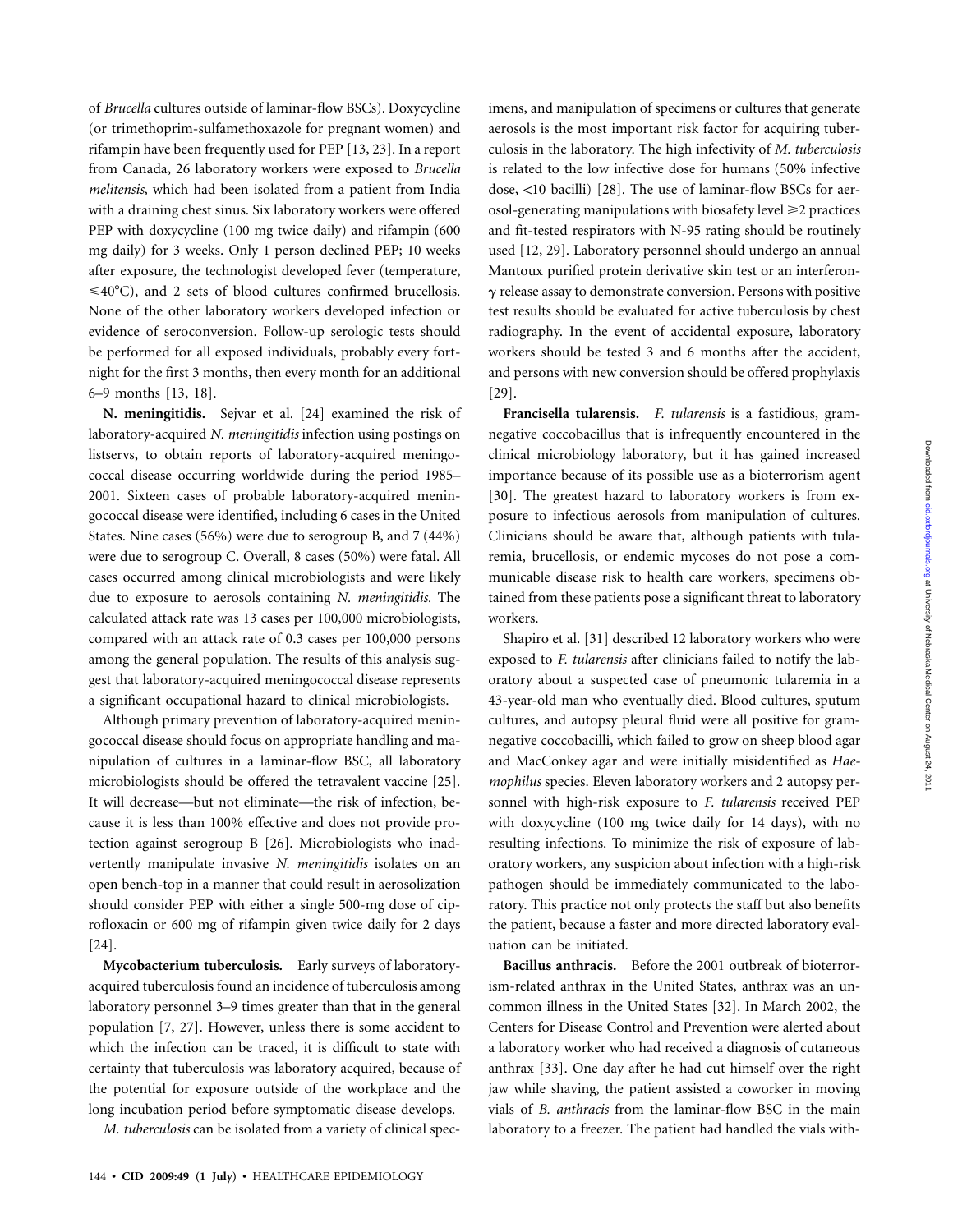of *Brucella* cultures outside of laminar-flow BSCs). Doxycycline (or trimethoprim-sulfamethoxazole for pregnant women) and rifampin have been frequently used for PEP [13, 23]. In a report from Canada, 26 laboratory workers were exposed to *Brucella melitensis,* which had been isolated from a patient from India with a draining chest sinus. Six laboratory workers were offered PEP with doxycycline (100 mg twice daily) and rifampin (600 mg daily) for 3 weeks. Only 1 person declined PEP; 10 weeks after exposure, the technologist developed fever (temperature, ⩽40°C), and 2 sets of blood cultures confirmed brucellosis. None of the other laboratory workers developed infection or evidence of seroconversion. Follow-up serologic tests should be performed for all exposed individuals, probably every fortnight for the first 3 months, then every month for an additional 6–9 months [13, 18].

**N. meningitidis.** Sejvar et al. [24] examined the risk of laboratory-acquired *N. meningitidis* infection using postings on listservs, to obtain reports of laboratory-acquired meningococcal disease occurring worldwide during the period 1985–2001. Sixteen cases of probable laboratory-acquired meningococcal disease were identified, including 6 cases in the United States. Nine cases (56%) were due to serogroup B, and 7 (44%) were due to serogroup C. Overall, 8 cases (50%) were fatal. All cases occurred among clinical microbiologists and were likely due to exposure to aerosols containing *N. meningitidis.* The calculated attack rate was 13 cases per 100,000 microbiologists, compared with an attack rate of 0.3 cases per 100,000 persons among the general population. The results of this analysis suggest that laboratory-acquired meningococcal disease represents a significant occupational hazard to clinical microbiologists.

Although primary prevention of laboratory-acquired meningococcal disease should focus on appropriate handling and manipulation of cultures in a laminar-flow BSC, all laboratory microbiologists should be offered the tetravalent vaccine [25]. It will decrease—but not eliminate—the risk of infection, because it is less than 100% effective and does not provide protection against serogroup B [26]. Microbiologists who inadvertently manipulate invasive *N. meningitidis* isolates on an open bench-top in a manner that could result in aerosolization should consider PEP with either a single 500-mg dose of ciprofloxacin or 600 mg of rifampin given twice daily for 2 days [24].

**Mycobacterium tuberculosis.** Early surveys of laboratory-acquired tuberculosis found an incidence of tuberculosis among laboratory personnel 3–9 times greater than that in the general population [7, 27]. However, unless there is some accident to which the infection can be traced, it is difficult to state with certainty that tuberculosis was laboratory acquired, because of the potential for exposure outside of the workplace and the long incubation period before symptomatic disease develops.

*M. tuberculosis* can be isolated from a variety of clinical specimens, and manipulation of specimens or cultures that generate aerosols is the most important risk factor for acquiring tuberculosis in the laboratory. The high infectivity of *M. tuberculosis* is related to the low infective dose for humans (50% infective dose, <10 bacilli) [28]. The use of laminar-flow BSCs for aerosol-generating manipulations with biosafety level ⩾2 practices and fit-tested respirators with N-95 rating should be routinely used [12, 29]. Laboratory personnel should undergo an annual Mantoux purified protein derivative skin test or an interferon-$\gamma$ release assay to demonstrate conversion. Persons with positive test results should be evaluated for active tuberculosis by chest radiography. In the event of accidental exposure, laboratory workers should be tested 3 and 6 months after the accident, and persons with new conversion should be offered prophylaxis [29].

**Francisella tularensis.** *F. tularensis* is a fastidious, gram-negative coccobacillus that is infrequently encountered in the clinical microbiology laboratory, but it has gained increased importance because of its possible use as a bioterrorism agent [30]. The greatest hazard to laboratory workers is from exposure to infectious aerosols from manipulation of cultures. Clinicians should be aware that, although patients with tularemia, brucellosis, or endemic mycoses do not pose a communicable disease risk to health care workers, specimens obtained from these patients pose a significant threat to laboratory workers.

Shapiro et al. [31] described 12 laboratory workers who were exposed to *F. tularensis* after clinicians failed to notify the laboratory about a suspected case of pneumonic tularemia in a 43-year-old man who eventually died. Blood cultures, sputum cultures, and autopsy pleural fluid were all positive for gram-negative coccobacilli, which failed to grow on sheep blood agar and MacConkey agar and were initially misidentified as *Haemophilus* species. Eleven laboratory workers and 2 autopsy personnel with high-risk exposure to *F. tularensis* received PEP with doxycycline (100 mg twice daily for 14 days), with no resulting infections. To minimize the risk of exposure of laboratory workers, any suspicion about infection with a high-risk pathogen should be immediately communicated to the laboratory. This practice not only protects the staff but also benefits the patient, because a faster and more directed laboratory evaluation can be initiated.

**Bacillus anthracis.** Before the 2001 outbreak of bioterrorism-related anthrax in the United States, anthrax was an uncommon illness in the United States [32]. In March 2002, the Centers for Disease Control and Prevention were alerted about a laboratory worker who had received a diagnosis of cutaneous anthrax [33]. One day after he had cut himself over the right jaw while shaving, the patient assisted a coworker in moving vials of *B. anthracis* from the laminar-flow BSC in the main laboratory to a freezer. The patient had handled the vials with-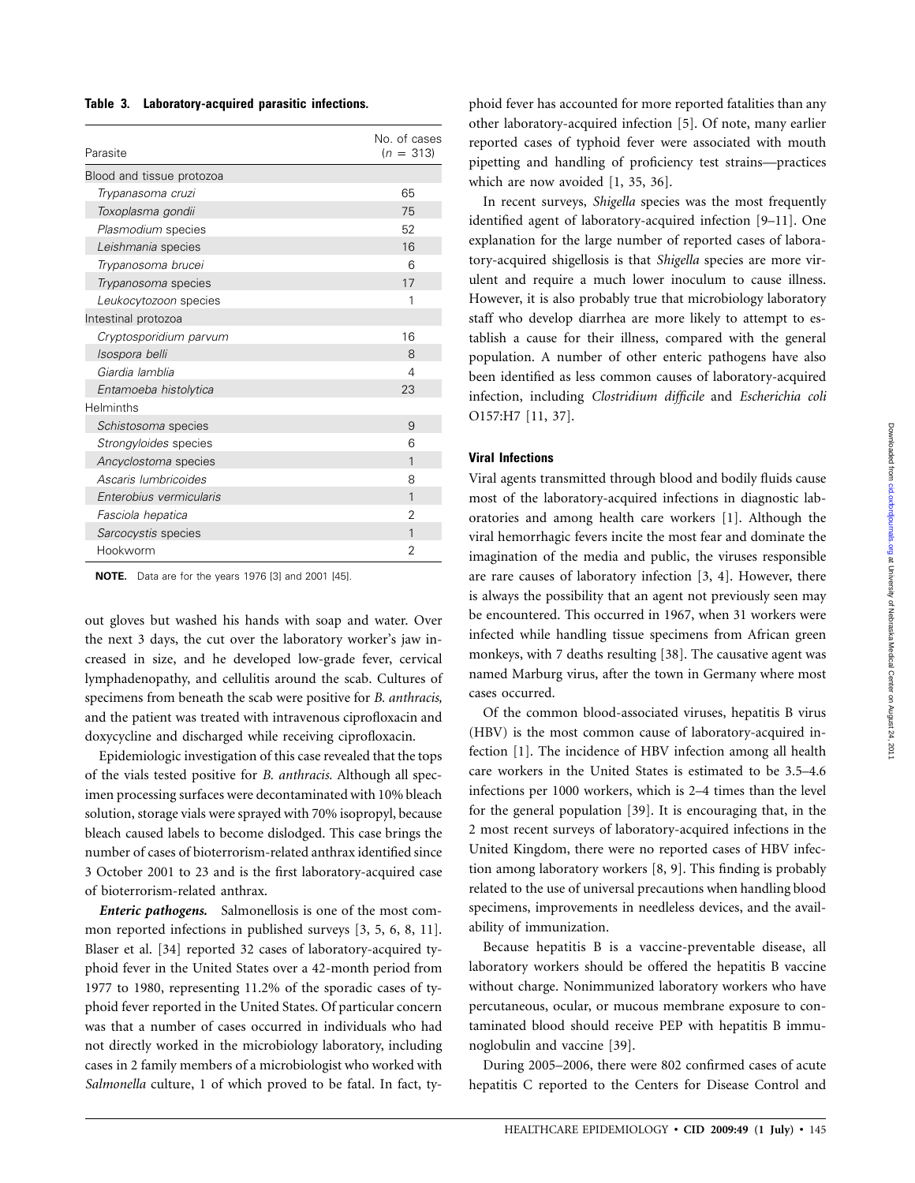**Table 3. Laboratory-acquired parasitic infections.**

| Parasite | No. of cases (n = 313) |
|---|---|
| Blood and tissue protozoa | |
| *Trypanasoma cruzi* | 65 |
| *Toxoplasma gondii* | 75 |
| *Plasmodium* species | 52 |
| *Leishmania* species | 16 |
| *Trypanosoma brucei* | 6 |
| *Trypanosoma* species | 17 |
| *Leukocytozoon* species | 1 |
| Intestinal protozoa | |
| *Cryptosporidium parvum* | 16 |
| *Isospora belli* | 8 |
| *Giardia lamblia* | 4 |
| *Entamoeba histolytica* | 23 |
| Helminths | |
| *Schistosoma* species | 9 |
| *Strongyloides* species | 6 |
| *Ancyclostoma* species | 1 |
| *Ascaris lumbricoides* | 8 |
| *Enterobius vermicularis* | 1 |
| *Fasciola hepatica* | 2 |
| *Sarcocystis* species | 1 |
| Hookworm | 2 |

**NOTE.** Data are for the years 1976 [3] and 2001 [45].

out gloves but washed his hands with soap and water. Over the next 3 days, the cut over the laboratory worker's jaw increased in size, and he developed low-grade fever, cervical lymphadenopathy, and cellulitis around the scab. Cultures of specimens from beneath the scab were positive for *B. anthracis,* and the patient was treated with intravenous ciprofloxacin and doxycycline and discharged while receiving ciprofloxacin.

Epidemiologic investigation of this case revealed that the tops of the vials tested positive for *B. anthracis.* Although all specimen processing surfaces were decontaminated with 10% bleach solution, storage vials were sprayed with 70% isopropyl, because bleach caused labels to become dislodged. This case brings the number of cases of bioterrorism-related anthrax identified since 3 October 2001 to 23 and is the first laboratory-acquired case of bioterrorism-related anthrax.

***Enteric pathogens.*** Salmonellosis is one of the most common reported infections in published surveys [3, 5, 6, 8, 11]. Blaser et al. [34] reported 32 cases of laboratory-acquired typhoid fever in the United States over a 42-month period from 1977 to 1980, representing 11.2% of the sporadic cases of typhoid fever reported in the United States. Of particular concern was that a number of cases occurred in individuals who had not directly worked in the microbiology laboratory, including cases in 2 family members of a microbiologist who worked with *Salmonella* culture, 1 of which proved to be fatal. In fact, typhoid fever has accounted for more reported fatalities than any other laboratory-acquired infection [5]. Of note, many earlier reported cases of typhoid fever were associated with mouth pipetting and handling of proficiency test strains—practices which are now avoided [1, 35, 36].

In recent surveys, *Shigella* species was the most frequently identified agent of laboratory-acquired infection [9–11]. One explanation for the large number of reported cases of laboratory-acquired shigellosis is that *Shigella* species are more virulent and require a much lower inoculum to cause illness. However, it is also probably true that microbiology laboratory staff who develop diarrhea are more likely to attempt to establish a cause for their illness, compared with the general population. A number of other enteric pathogens have also been identified as less common causes of laboratory-acquired infection, including *Clostridium difficile* and *Escherichia coli* O157:H7 [11, 37].

### Viral Infections

Viral agents transmitted through blood and bodily fluids cause most of the laboratory-acquired infections in diagnostic laboratories and among health care workers [1]. Although the viral hemorrhagic fevers incite the most fear and dominate the imagination of the media and public, the viruses responsible are rare causes of laboratory infection [3, 4]. However, there is always the possibility that an agent not previously seen may be encountered. This occurred in 1967, when 31 workers were infected while handling tissue specimens from African green monkeys, with 7 deaths resulting [38]. The causative agent was named Marburg virus, after the town in Germany where most cases occurred.

Of the common blood-associated viruses, hepatitis B virus (HBV) is the most common cause of laboratory-acquired infection [1]. The incidence of HBV infection among all health care workers in the United States is estimated to be 3.5–4.6 infections per 1000 workers, which is 2–4 times than the level for the general population [39]. It is encouraging that, in the 2 most recent surveys of laboratory-acquired infections in the United Kingdom, there were no reported cases of HBV infection among laboratory workers [8, 9]. This finding is probably related to the use of universal precautions when handling blood specimens, improvements in needleless devices, and the availability of immunization.

Because hepatitis B is a vaccine-preventable disease, all laboratory workers should be offered the hepatitis B vaccine without charge. Nonimmunized laboratory workers who have percutaneous, ocular, or mucous membrane exposure to contaminated blood should receive PEP with hepatitis B immunoglobulin and vaccine [39].

During 2005–2006, there were 802 confirmed cases of acute hepatitis C reported to the Centers for Disease Control and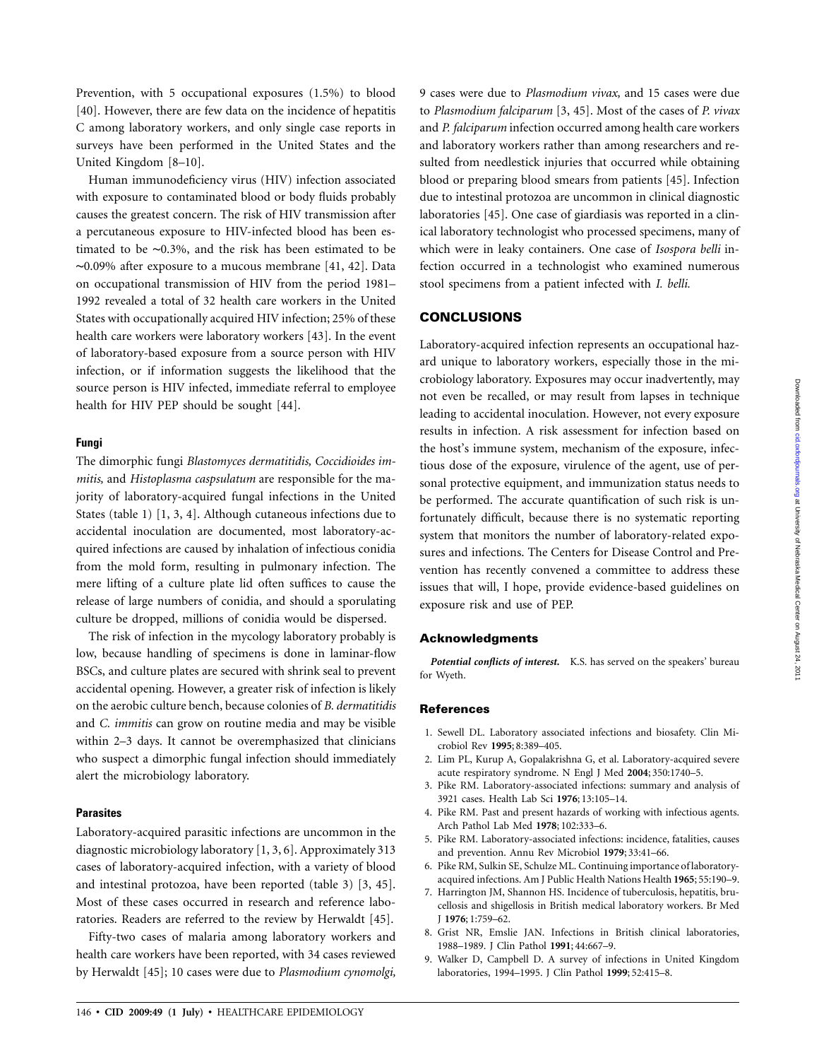Prevention, with 5 occupational exposures (1.5%) to blood [40]. However, there are few data on the incidence of hepatitis C among laboratory workers, and only single case reports in surveys have been performed in the United States and the United Kingdom [8–10].

Human immunodeficiency virus (HIV) infection associated with exposure to contaminated blood or body fluids probably causes the greatest concern. The risk of HIV transmission after a percutaneous exposure to HIV-infected blood has been estimated to be ∼0.3%, and the risk has been estimated to be ∼0.09% after exposure to a mucous membrane [41, 42]. Data on occupational transmission of HIV from the period 1981–1992 revealed a total of 32 health care workers in the United States with occupationally acquired HIV infection; 25% of these health care workers were laboratory workers [43]. In the event of laboratory-based exposure from a source person with HIV infection, or if information suggests the likelihood that the source person is HIV infected, immediate referral to employee health for HIV PEP should be sought [44].

### Fungi

The dimorphic fungi *Blastomyces dermatitidis, Coccidioides immitis,* and *Histoplasma caspsulatum* are responsible for the majority of laboratory-acquired fungal infections in the United States (table 1) [1, 3, 4]. Although cutaneous infections due to accidental inoculation are documented, most laboratory-acquired infections are caused by inhalation of infectious conidia from the mold form, resulting in pulmonary infection. The mere lifting of a culture plate lid often suffices to cause the release of large numbers of conidia, and should a sporulating culture be dropped, millions of conidia would be dispersed.

The risk of infection in the mycology laboratory probably is low, because handling of specimens is done in laminar-flow BSCs, and culture plates are secured with shrink seal to prevent accidental opening. However, a greater risk of infection is likely on the aerobic culture bench, because colonies of *B. dermatitidis* and *C. immitis* can grow on routine media and may be visible within 2–3 days. It cannot be overemphasized that clinicians who suspect a dimorphic fungal infection should immediately alert the microbiology laboratory.

### Parasites

Laboratory-acquired parasitic infections are uncommon in the diagnostic microbiology laboratory [1, 3, 6]. Approximately 313 cases of laboratory-acquired infection, with a variety of blood and intestinal protozoa, have been reported (table 3) [3, 45]. Most of these cases occurred in research and reference laboratories. Readers are referred to the review by Herwaldt [45].

Fifty-two cases of malaria among laboratory workers and health care workers have been reported, with 34 cases reviewed by Herwaldt [45]; 10 cases were due to *Plasmodium cynomolgi,* 9 cases were due to *Plasmodium vivax,* and 15 cases were due to *Plasmodium falciparum* [3, 45]. Most of the cases of *P. vivax* and *P. falciparum* infection occurred among health care workers and laboratory workers rather than among researchers and resulted from needlestick injuries that occurred while obtaining blood or preparing blood smears from patients [45]. Infection due to intestinal protozoa are uncommon in clinical diagnostic laboratories [45]. One case of giardiasis was reported in a clinical laboratory technologist who processed specimens, many of which were in leaky containers. One case of *Isospora belli* infection occurred in a technologist who examined numerous stool specimens from a patient infected with *I. belli.*

## CONCLUSIONS

Laboratory-acquired infection represents an occupational hazard unique to laboratory workers, especially those in the microbiology laboratory. Exposures may occur inadvertently, may not even be recalled, or may result from lapses in technique leading to accidental inoculation. However, not every exposure results in infection. A risk assessment for infection based on the host's immune system, mechanism of the exposure, infectious dose of the exposure, virulence of the agent, use of personal protective equipment, and immunization status needs to be performed. The accurate quantification of such risk is unfortunately difficult, because there is no systematic reporting system that monitors the number of laboratory-related exposures and infections. The Centers for Disease Control and Prevention has recently convened a committee to address these issues that will, I hope, provide evidence-based guidelines on exposure risk and use of PEP.

## Acknowledgments

***Potential conflicts of interest.*** K.S. has served on the speakers' bureau for Wyeth.

## References

1. Sewell DL. Laboratory associated infections and biosafety. Clin Microbiol Rev **1995**; 8:389–405.
2. Lim PL, Kurup A, Gopalakrishna G, et al. Laboratory-acquired severe acute respiratory syndrome. N Engl J Med **2004**; 350:1740–5.
3. Pike RM. Laboratory-associated infections: summary and analysis of 3921 cases. Health Lab Sci **1976**; 13:105–14.
4. Pike RM. Past and present hazards of working with infectious agents. Arch Pathol Lab Med **1978**; 102:333–6.
5. Pike RM. Laboratory-associated infections: incidence, fatalities, causes and prevention. Annu Rev Microbiol **1979**; 33:41–66.
6. Pike RM, Sulkin SE, Schulze ML. Continuing importance of laboratory-acquired infections. Am J Public Health Nations Health **1965**; 55:190–9.
7. Harrington JM, Shannon HS. Incidence of tuberculosis, hepatitis, brucellosis and shigellosis in British medical laboratory workers. Br Med J **1976**; 1:759–62.
8. Grist NR, Emslie JAN. Infections in British clinical laboratories, 1988–1989. J Clin Pathol **1991**; 44:667–9.
9. Walker D, Campbell D. A survey of infections in United Kingdom laboratories, 1994–1995. J Clin Pathol **1999**; 52:415–8.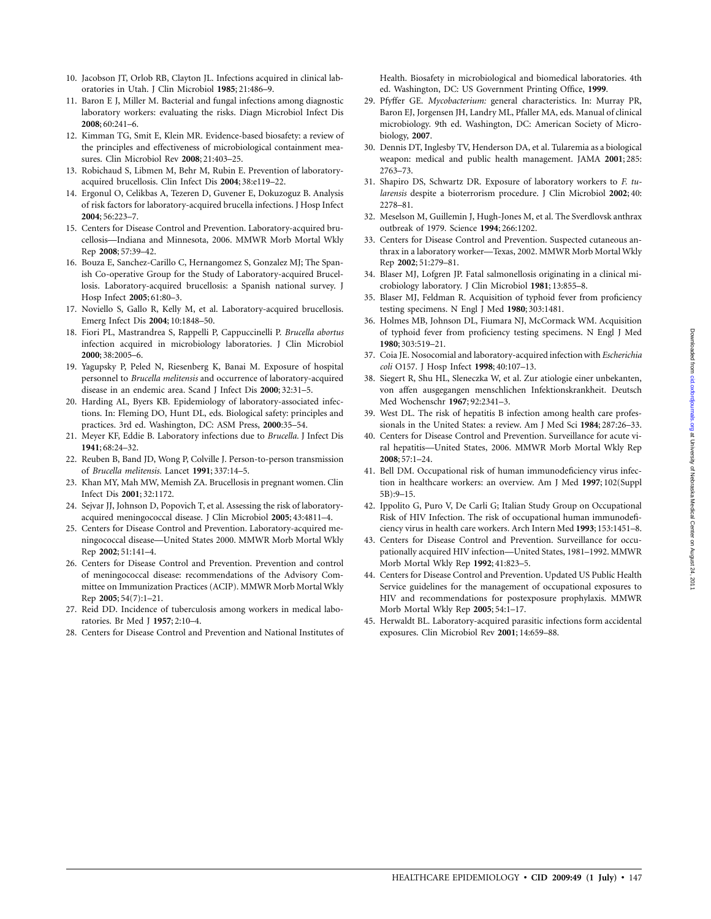10. Jacobson JT, Orlob RB, Clayton JL. Infections acquired in clinical laboratories in Utah. J Clin Microbiol **1985**; 21:486–9.
11. Baron E J, Miller M. Bacterial and fungal infections among diagnostic laboratory workers: evaluating the risks. Diagn Microbiol Infect Dis **2008**; 60:241–6.
12. Kimman TG, Smit E, Klein MR. Evidence-based biosafety: a review of the principles and effectiveness of microbiological containment measures. Clin Microbiol Rev **2008**; 21:403–25.
13. Robichaud S, Libmen M, Behr M, Rubin E. Prevention of laboratory-acquired brucellosis. Clin Infect Dis **2004**; 38:e119–22.
14. Ergonul O, Celikbas A, Tezeren D, Guvener E, Dokuzoguz B. Analysis of risk factors for laboratory-acquired brucella infections. J Hosp Infect **2004**; 56:223–7.
15. Centers for Disease Control and Prevention. Laboratory-acquired brucellosis—Indiana and Minnesota, 2006. MMWR Morb Mortal Wkly Rep **2008**; 57:39–42.
16. Bouza E, Sanchez-Carillo C, Hernangomez S, Gonzalez MJ; The Spanish Co-operative Group for the Study of Laboratory-acquired Brucellosis. Laboratory-acquired brucellosis: a Spanish national survey. J Hosp Infect **2005**; 61:80–3.
17. Noviello S, Gallo R, Kelly M, et al. Laboratory-acquired brucellosis. Emerg Infect Dis **2004**; 10:1848–50.
18. Fiori PL, Mastrandrea S, Rappelli P, Cappuccinelli P. *Brucella abortus* infection acquired in microbiology laboratories. J Clin Microbiol **2000**; 38:2005–6.
19. Yagupsky P, Peled N, Riesenberg K, Banai M. Exposure of hospital personnel to *Brucella melitensis* and occurrence of laboratory-acquired disease in an endemic area. Scand J Infect Dis **2000**; 32:31–5.
20. Harding AL, Byers KB. Epidemiology of laboratory-associated infections. In: Fleming DO, Hunt DL, eds. Biological safety: principles and practices. 3rd ed. Washington, DC: ASM Press, **2000**:35–54.
21. Meyer KF, Eddie B. Laboratory infections due to *Brucella.* J Infect Dis **1941**; 68:24–32.
22. Reuben B, Band JD, Wong P, Colville J. Person-to-person transmission of *Brucella melitensis.* Lancet **1991**; 337:14–5.
23. Khan MY, Mah MW, Memish ZA. Brucellosis in pregnant women. Clin Infect Dis **2001**; 32:1172.
24. Sejvar JJ, Johnson D, Popovich T, et al. Assessing the risk of laboratory-acquired meningococcal disease. J Clin Microbiol **2005**; 43:4811–4.
25. Centers for Disease Control and Prevention. Laboratory-acquired meningococcal disease—United States 2000. MMWR Morb Mortal Wkly Rep **2002**; 51:141–4.
26. Centers for Disease Control and Prevention. Prevention and control of meningococcal disease: recommendations of the Advisory Committee on Immunization Practices (ACIP). MMWR Morb Mortal Wkly Rep **2005**; 54(7):1–21.
27. Reid DD. Incidence of tuberculosis among workers in medical laboratories. Br Med J **1957**; 2:10–4.
28. Centers for Disease Control and Prevention and National Institutes of Health. Biosafety in microbiological and biomedical laboratories. 4th ed. Washington, DC: US Government Printing Office, **1999**.
29. Pfyffer GE. *Mycobacterium:* general characteristics. In: Murray PR, Baron EJ, Jorgensen JH, Landry ML, Pfaller MA, eds. Manual of clinical microbiology. 9th ed. Washington, DC: American Society of Microbiology, **2007**.
30. Dennis DT, Inglesby TV, Henderson DA, et al. Tularemia as a biological weapon: medical and public health management. JAMA **2001**; 285: 2763–73.
31. Shapiro DS, Schwartz DR. Exposure of laboratory workers to *F. tularensis* despite a bioterrorism procedure. J Clin Microbiol **2002**; 40: 2278–81.
32. Meselson M, Guillemin J, Hugh-Jones M, et al. The Sverdlovsk anthrax outbreak of 1979. Science **1994**; 266:1202.
33. Centers for Disease Control and Prevention. Suspected cutaneous anthrax in a laboratory worker—Texas, 2002. MMWR Morb Mortal Wkly Rep **2002**; 51:279–81.
34. Blaser MJ, Lofgren JP. Fatal salmonellosis originating in a clinical microbiology laboratory. J Clin Microbiol **1981**; 13:855–8.
35. Blaser MJ, Feldman R. Acquisition of typhoid fever from proficiency testing specimens. N Engl J Med **1980**; 303:1481.
36. Holmes MB, Johnson DL, Fiumara NJ, McCormack WM. Acquisition of typhoid fever from proficiency testing specimens. N Engl J Med **1980**; 303:519–21.
37. Coia JE. Nosocomial and laboratory-acquired infection with *Escherichia coli* O157. J Hosp Infect **1998**; 40:107–13.
38. Siegert R, Shu HL, Sleneczka W, et al. Zur atiologie einer unbekanten, von affen ausgegangen menschlichen Infektionskrankheit. Deutsch Med Wochenschr **1967**; 92:2341–3.
39. West DL. The risk of hepatitis B infection among health care professionals in the United States: a review. Am J Med Sci **1984**; 287:26–33.
40. Centers for Disease Control and Prevention. Surveillance for acute viral hepatitis—United States, 2006. MMWR Morb Mortal Wkly Rep **2008**; 57:1–24.
41. Bell DM. Occupational risk of human immunodeficiency virus infection in healthcare workers: an overview. Am J Med **1997**; 102(Suppl 5B):9–15.
42. Ippolito G, Puro V, De Carli G; Italian Study Group on Occupational Risk of HIV Infection. The risk of occupational human immunodeficiency virus in health care workers. Arch Intern Med **1993**; 153:1451–8.
43. Centers for Disease Control and Prevention. Surveillance for occupationally acquired HIV infection—United States, 1981–1992. MMWR Morb Mortal Wkly Rep **1992**; 41:823–5.
44. Centers for Disease Control and Prevention. Updated US Public Health Service guidelines for the management of occupational exposures to HIV and recommendations for postexposure prophylaxis. MMWR Morb Mortal Wkly Rep **2005**; 54:1–17.
45. Herwaldt BL. Laboratory-acquired parasitic infections form accidental exposures. Clin Microbiol Rev **2001**; 14:659–88.